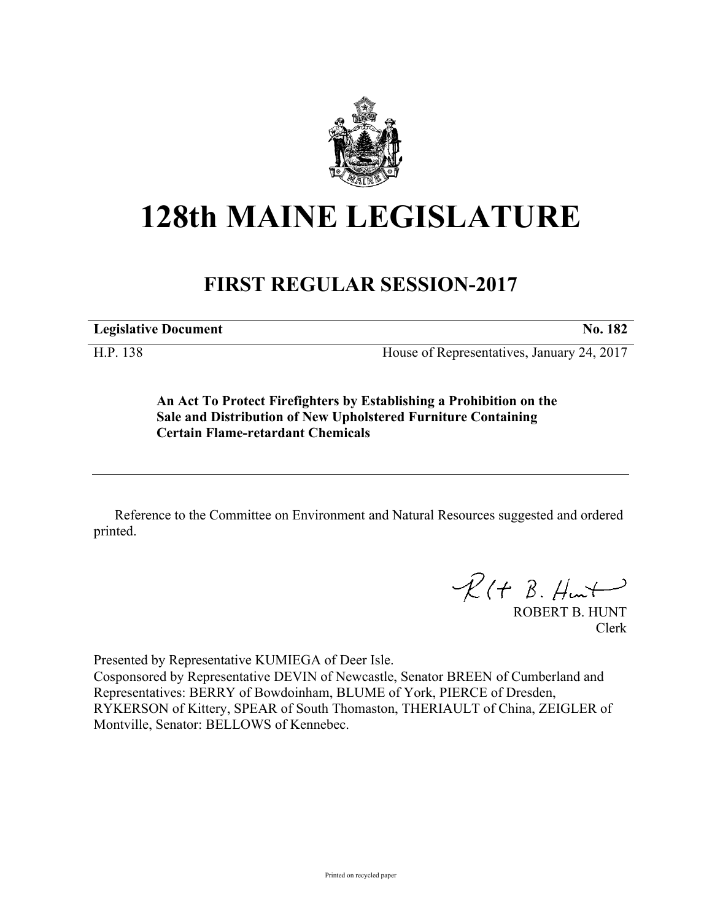# 128th MAINE LEGISLATURE

## FIRST REGULAR SESSION-2017

| **Legislative Document** | **No. 182** |
|---|---|
| H.P. 138 | House of Representatives, January 24, 2017 |

**An Act To Protect Firefighters by Establishing a Prohibition on the Sale and Distribution of New Upholstered Furniture Containing Certain Flame-retardant Chemicals**

---

Reference to the Committee on Environment and Natural Resources suggested and ordered printed.

ROBERT B. HUNT
Clerk

Presented by Representative KUMIEGA of Deer Isle.
Cosponsored by Representative DEVIN of Newcastle, Senator BREEN of Cumberland and Representatives: BERRY of Bowdoinham, BLUME of York, PIERCE of Dresden, RYKERSON of Kittery, SPEAR of South Thomaston, THERIAULT of China, ZEIGLER of Montville, Senator: BELLOWS of Kennebec.

Printed on recycled paper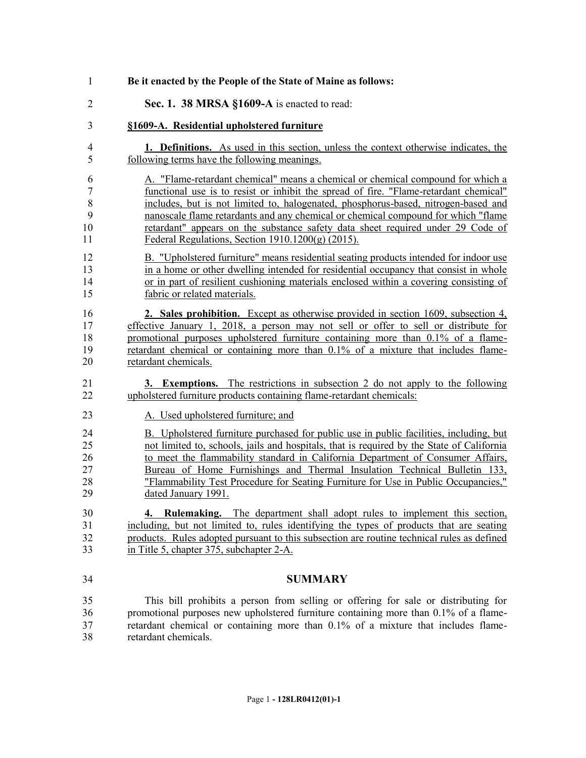**Be it enacted by the People of the State of Maine as follows:**

**Sec. 1. 38 MRSA §1609-A** is enacted to read:

**§1609-A. Residential upholstered furniture**

**1. Definitions.** As used in this section, unless the context otherwise indicates, the following terms have the following meanings.

A. "Flame-retardant chemical" means a chemical or chemical compound for which a functional use is to resist or inhibit the spread of fire. "Flame-retardant chemical" includes, but is not limited to, halogenated, phosphorus-based, nitrogen-based and nanoscale flame retardants and any chemical or chemical compound for which "flame retardant" appears on the substance safety data sheet required under 29 Code of Federal Regulations, Section 1910.1200(g) (2015).

B. "Upholstered furniture" means residential seating products intended for indoor use in a home or other dwelling intended for residential occupancy that consist in whole or in part of resilient cushioning materials enclosed within a covering consisting of fabric or related materials.

**2. Sales prohibition.** Except as otherwise provided in section 1609, subsection 4, effective January 1, 2018, a person may not sell or offer to sell or distribute for promotional purposes upholstered furniture containing more than 0.1% of a flame-retardant chemical or containing more than 0.1% of a mixture that includes flame-retardant chemicals.

**3. Exemptions.** The restrictions in subsection 2 do not apply to the following upholstered furniture products containing flame-retardant chemicals:

A. Used upholstered furniture; and

B. Upholstered furniture purchased for public use in public facilities, including, but not limited to, schools, jails and hospitals, that is required by the State of California to meet the flammability standard in California Department of Consumer Affairs, Bureau of Home Furnishings and Thermal Insulation Technical Bulletin 133, "Flammability Test Procedure for Seating Furniture for Use in Public Occupancies," dated January 1991.

**4. Rulemaking.** The department shall adopt rules to implement this section, including, but not limited to, rules identifying the types of products that are seating products. Rules adopted pursuant to this subsection are routine technical rules as defined in Title 5, chapter 375, subchapter 2-A.

## SUMMARY

This bill prohibits a person from selling or offering for sale or distributing for promotional purposes new upholstered furniture containing more than 0.1% of a flame-retardant chemical or containing more than 0.1% of a mixture that includes flame-retardant chemicals.